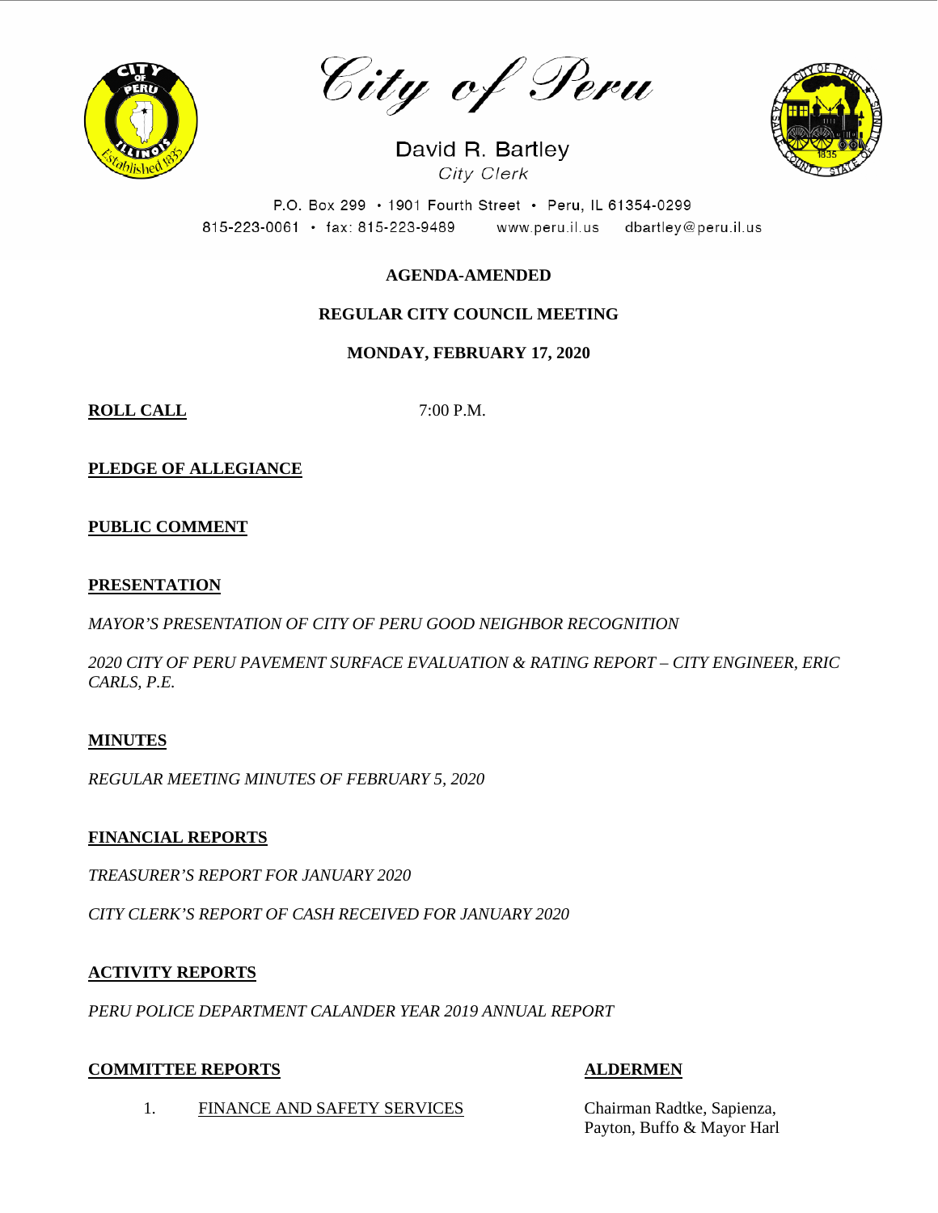# City of Peru

David R. Bartley
*City Clerk*

P.O. Box 299 • 1901 Fourth Street • Peru, IL 61354-0299
815-223-0061 • fax: 815-223-9489 www.peru.il.us dbartley@peru.il.us

**AGENDA-AMENDED**

**REGULAR CITY COUNCIL MEETING**

**MONDAY, FEBRUARY 17, 2020**

**ROLL CALL** 7:00 P.M.

**PLEDGE OF ALLEGIANCE**

**PUBLIC COMMENT**

**PRESENTATION**

*MAYOR'S PRESENTATION OF CITY OF PERU GOOD NEIGHBOR RECOGNITION*

*2020 CITY OF PERU PAVEMENT SURFACE EVALUATION & RATING REPORT – CITY ENGINEER, ERIC CARLS, P.E.*

**MINUTES**

*REGULAR MEETING MINUTES OF FEBRUARY 5, 2020*

**FINANCIAL REPORTS**

*TREASURER'S REPORT FOR JANUARY 2020*

*CITY CLERK'S REPORT OF CASH RECEIVED FOR JANUARY 2020*

**ACTIVITY REPORTS**

*PERU POLICE DEPARTMENT CALANDER YEAR 2019 ANNUAL REPORT*

**COMMITTEE REPORTS** — **ALDERMEN**

1. FINANCE AND SAFETY SERVICES — Chairman Radtke, Sapienza, Payton, Buffo & Mayor Harl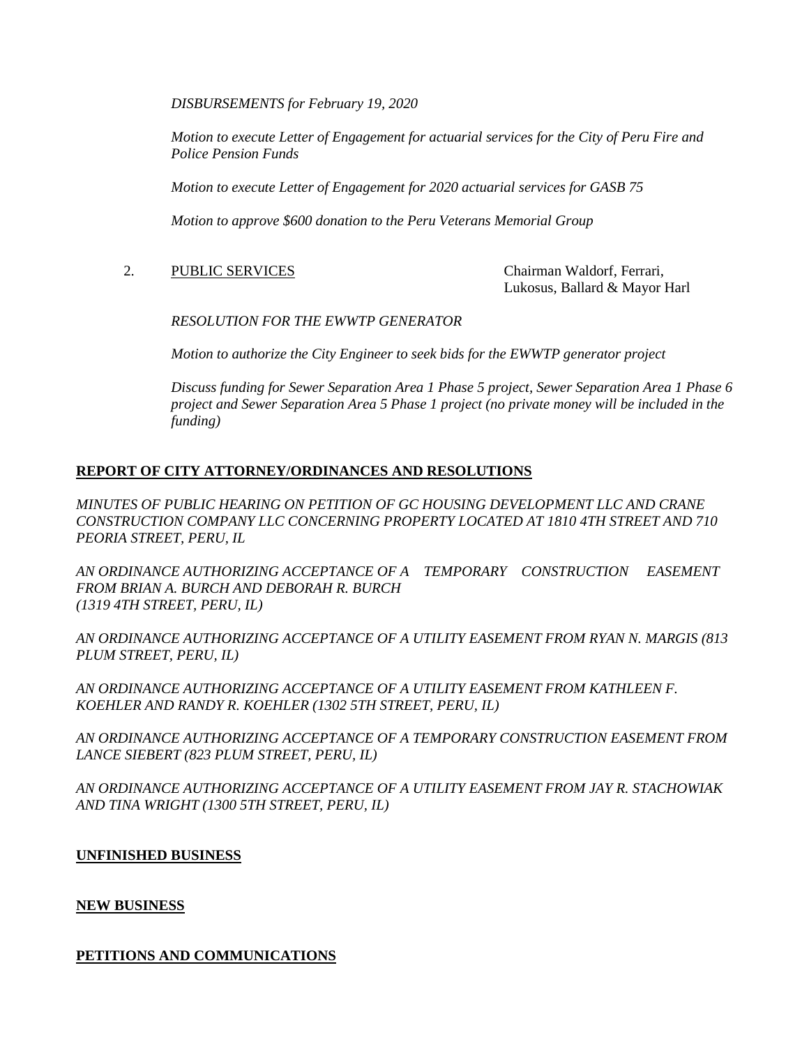*DISBURSEMENTS for February 19, 2020*

*Motion to execute Letter of Engagement for actuarial services for the City of Peru Fire and Police Pension Funds*

*Motion to execute Letter of Engagement for 2020 actuarial services for GASB 75*

*Motion to approve $600 donation to the Peru Veterans Memorial Group*

2. PUBLIC SERVICES — Chairman Waldorf, Ferrari, Lukosus, Ballard & Mayor Harl

*RESOLUTION FOR THE EWWTP GENERATOR*

*Motion to authorize the City Engineer to seek bids for the EWWTP generator project*

*Discuss funding for Sewer Separation Area 1 Phase 5 project, Sewer Separation Area 1 Phase 6 project and Sewer Separation Area 5 Phase 1 project (no private money will be included in the funding)*

**REPORT OF CITY ATTORNEY/ORDINANCES AND RESOLUTIONS**

*MINUTES OF PUBLIC HEARING ON PETITION OF GC HOUSING DEVELOPMENT LLC AND CRANE CONSTRUCTION COMPANY LLC CONCERNING PROPERTY LOCATED AT 1810 4TH STREET AND 710 PEORIA STREET, PERU, IL*

*AN ORDINANCE AUTHORIZING ACCEPTANCE OF A TEMPORARY CONSTRUCTION EASEMENT FROM BRIAN A. BURCH AND DEBORAH R. BURCH (1319 4TH STREET, PERU, IL)*

*AN ORDINANCE AUTHORIZING ACCEPTANCE OF A UTILITY EASEMENT FROM RYAN N. MARGIS (813 PLUM STREET, PERU, IL)*

*AN ORDINANCE AUTHORIZING ACCEPTANCE OF A UTILITY EASEMENT FROM KATHLEEN F. KOEHLER AND RANDY R. KOEHLER (1302 5TH STREET, PERU, IL)*

*AN ORDINANCE AUTHORIZING ACCEPTANCE OF A TEMPORARY CONSTRUCTION EASEMENT FROM LANCE SIEBERT (823 PLUM STREET, PERU, IL)*

*AN ORDINANCE AUTHORIZING ACCEPTANCE OF A UTILITY EASEMENT FROM JAY R. STACHOWIAK AND TINA WRIGHT (1300 5TH STREET, PERU, IL)*

**UNFINISHED BUSINESS**

**NEW BUSINESS**

**PETITIONS AND COMMUNICATIONS**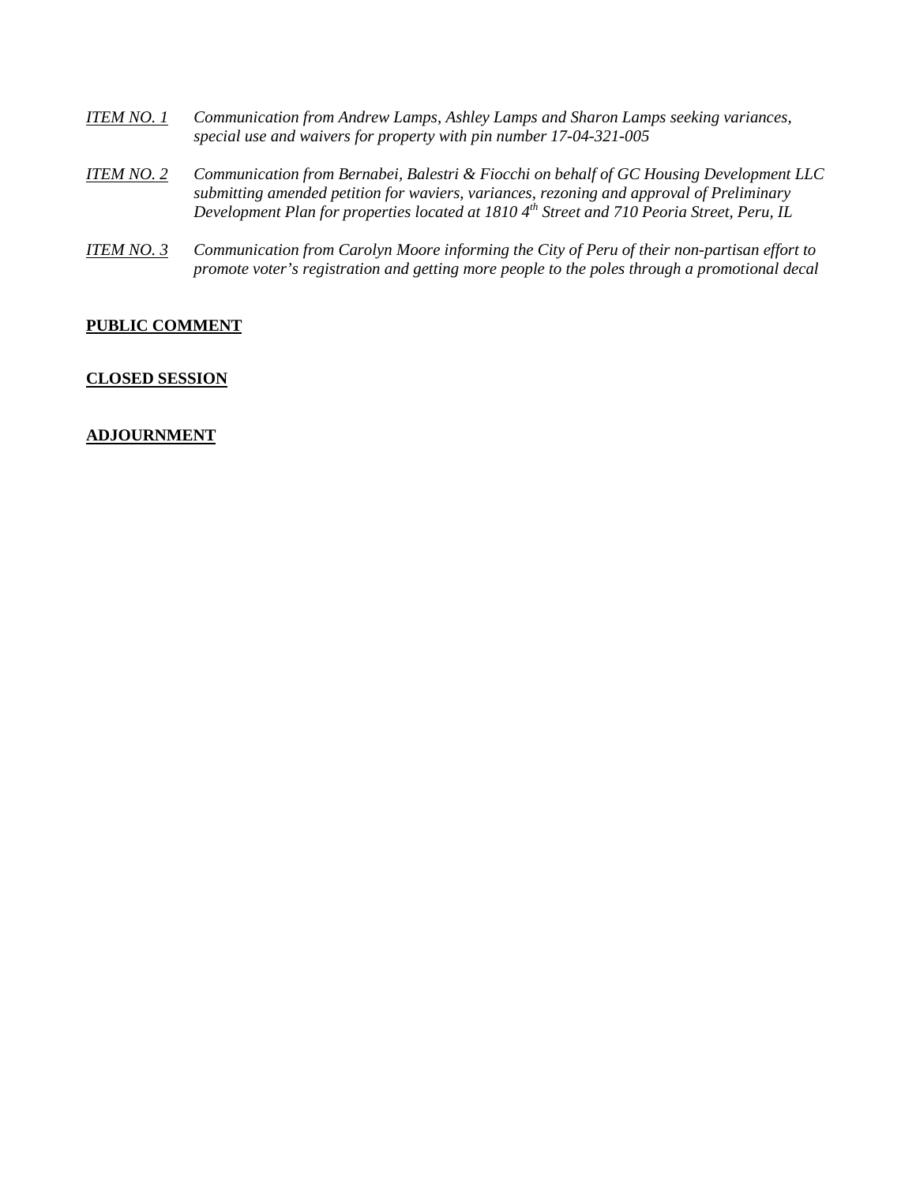*ITEM NO. 1* *Communication from Andrew Lamps, Ashley Lamps and Sharon Lamps seeking variances, special use and waivers for property with pin number 17-04-321-005*

*ITEM NO. 2* *Communication from Bernabei, Balestri & Fiocchi on behalf of GC Housing Development LLC submitting amended petition for waviers, variances, rezoning and approval of Preliminary Development Plan for properties located at 1810 4th Street and 710 Peoria Street, Peru, IL*

*ITEM NO. 3* *Communication from Carolyn Moore informing the City of Peru of their non-partisan effort to promote voter's registration and getting more people to the poles through a promotional decal*

**PUBLIC COMMENT**

**CLOSED SESSION**

**ADJOURNMENT**